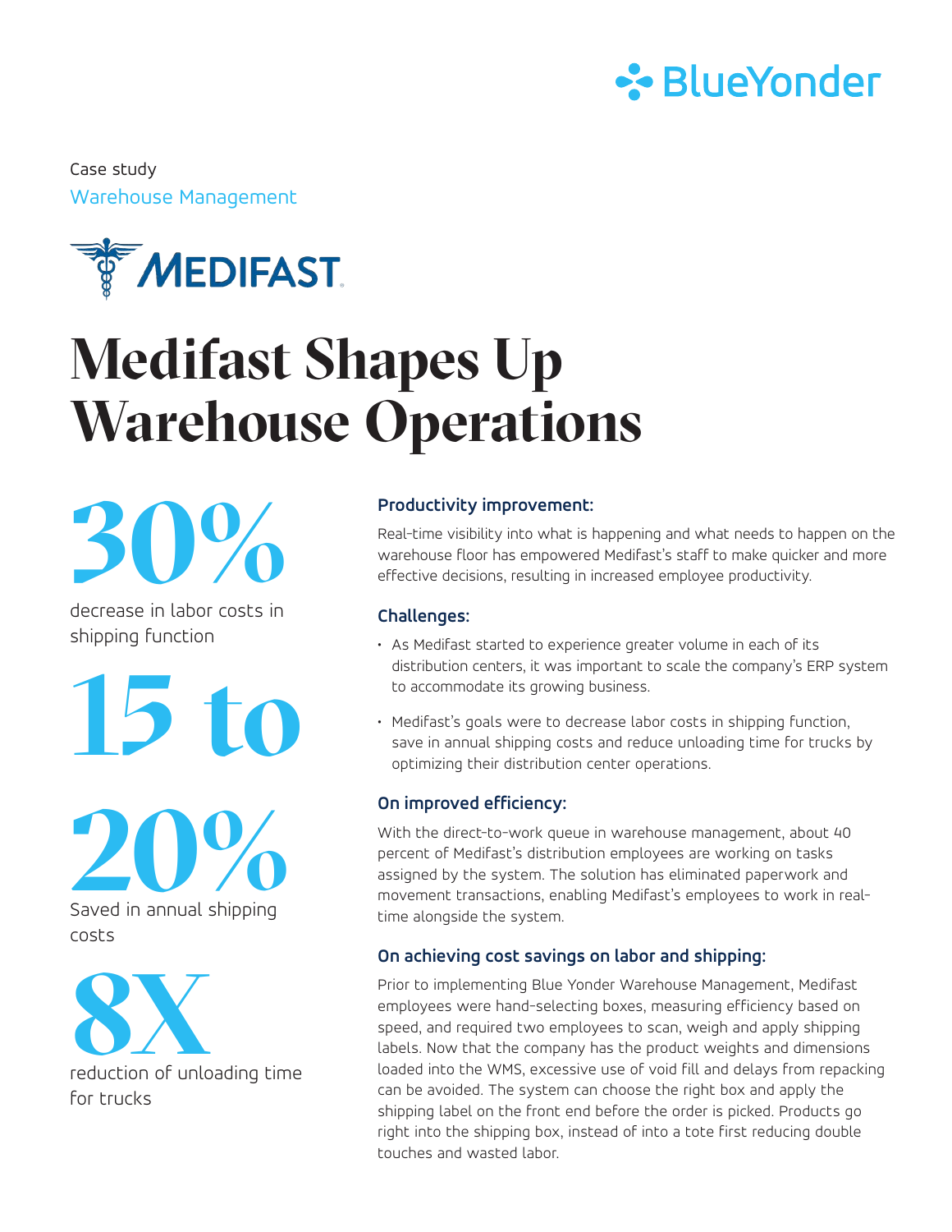Case study

Warehouse Management

# Medifast Shapes Up Warehouse Operations

**30%**

decrease in labor costs in shipping function

**15 to 20%**

Saved in annual shipping costs

**8X**

reduction of unloading time for trucks

### Productivity improvement:

Real-time visibility into what is happening and what needs to happen on the warehouse floor has empowered Medifast's staff to make quicker and more effective decisions, resulting in increased employee productivity.

### Challenges:

- As Medifast started to experience greater volume in each of its distribution centers, it was important to scale the company's ERP system to accommodate its growing business.
- Medifast's goals were to decrease labor costs in shipping function, save in annual shipping costs and reduce unloading time for trucks by optimizing their distribution center operations.

### On improved efficiency:

With the direct-to-work queue in warehouse management, about 40 percent of Medifast's distribution employees are working on tasks assigned by the system. The solution has eliminated paperwork and movement transactions, enabling Medifast's employees to work in real-time alongside the system.

### On achieving cost savings on labor and shipping:

Prior to implementing Blue Yonder Warehouse Management, Medifast employees were hand-selecting boxes, measuring efficiency based on speed, and required two employees to scan, weigh and apply shipping labels. Now that the company has the product weights and dimensions loaded into the WMS, excessive use of void fill and delays from repacking can be avoided. The system can choose the right box and apply the shipping label on the front end before the order is picked. Products go right into the shipping box, instead of into a tote first reducing double touches and wasted labor.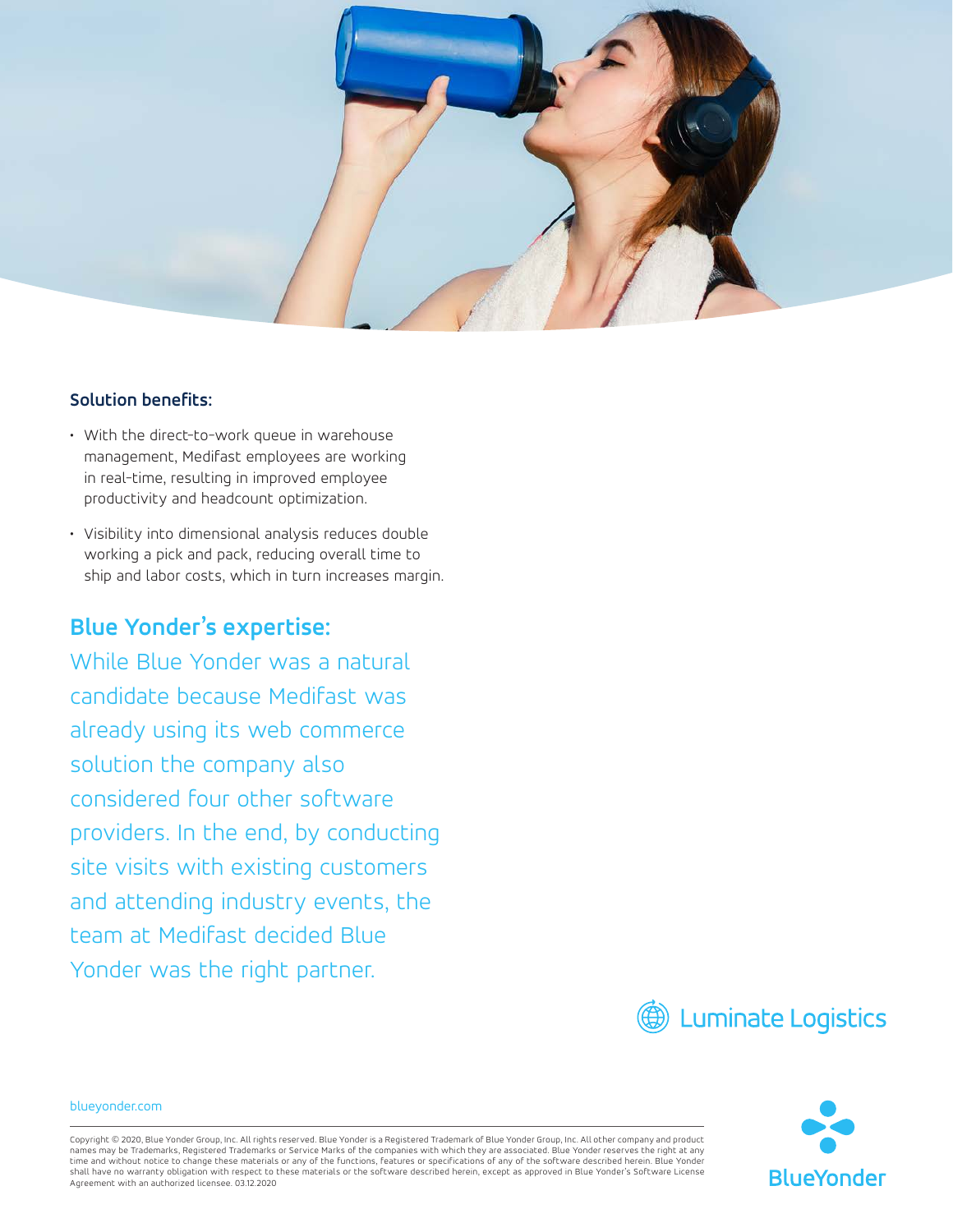**Solution benefits:**

- With the direct-to-work queue in warehouse management, Medifast employees are working in real-time, resulting in improved employee productivity and headcount optimization.
- Visibility into dimensional analysis reduces double working a pick and pack, reducing overall time to ship and labor costs, which in turn increases margin.

## Blue Yonder's expertise:

While Blue Yonder was a natural candidate because Medifast was already using its web commerce solution the company also considered four other software providers. In the end, by conducting site visits with existing customers and attending industry events, the team at Medifast decided Blue Yonder was the right partner.

Luminate Logistics

blueyonder.com

Copyright © 2020, Blue Yonder Group, Inc. All rights reserved. Blue Yonder is a Registered Trademark of Blue Yonder Group, Inc. All other company and product names may be Trademarks, Registered Trademarks or Service Marks of the companies with which they are associated. Blue Yonder reserves the right at any time and without notice to change these materials or any of the functions, features or specifications of any of the software described herein. Blue Yonder shall have no warranty obligation with respect to these materials or the software described herein, except as approved in Blue Yonder's Software License Agreement with an authorized licensee. 03.12.2020

BlueYonder